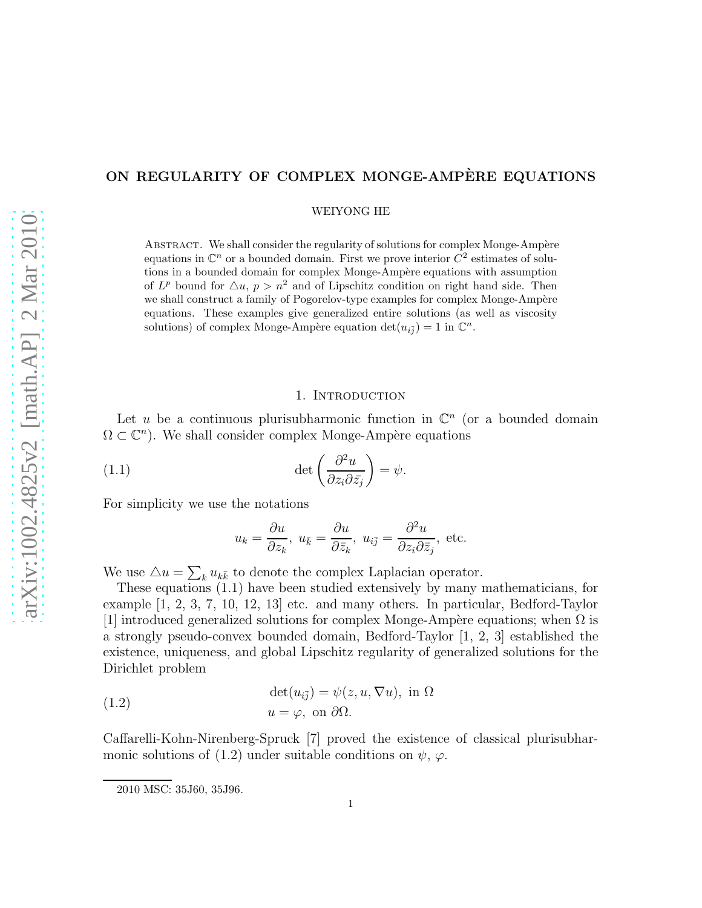# ON REGULARITY OF COMPLEX MONGE-AMPÈRE EQUATIONS

WEIYONG HE

Abstract. We shall consider the regularity of solutions for complex Monge-Ampère equations in $\mathbb{C}^n$ or a bounded domain. First we prove interior $C^2$ estimates of solutions in a bounded domain for complex Monge-Ampère equations with assumption of $L^p$ bound for $\triangle u$, $p > n^2$ and of Lipschitz condition on right hand side. Then we shall construct a family of Pogorelov-type examples for complex Monge-Ampère equations. These examples give generalized entire solutions (as well as viscosity solutions) of complex Monge-Ampère equation $\det(u_{i\bar{j}}) = 1$ in $\mathbb{C}^n$.

## 1. Introduction

Let $u$ be a continuous plurisubharmonic function in $\mathbb{C}^n$ (or a bounded domain $\Omega \subset \mathbb{C}^n$). We shall consider complex Monge-Ampère equations

$$\det\left(\frac{\partial^2 u}{\partial z_i \partial \bar{z_j}}\right) = \psi. \tag{1.1}$$

For simplicity we use the notations

$$u_k = \frac{\partial u}{\partial z_k},\ u_{\bar{k}} = \frac{\partial u}{\partial \bar{z}_k},\ u_{i\bar{j}} = \frac{\partial^2 u}{\partial z_i \partial \bar{z}_j},\ \text{etc.}$$

We use $\triangle u = \sum_k u_{k\bar{k}}$ to denote the complex Laplacian operator.

These equations (1.1) have been studied extensively by many mathematicians, for example [1, 2, 3, 7, 10, 12, 13] etc. and many others. In particular, Bedford-Taylor [1] introduced generalized solutions for complex Monge-Ampère equations; when $\Omega$ is a strongly pseudo-convex bounded domain, Bedford-Taylor [1, 2, 3] established the existence, uniqueness, and global Lipschitz regularity of generalized solutions for the Dirichlet problem

$$\begin{aligned} &\det(u_{i\bar{j}}) = \psi(z, u, \nabla u),\ \text{in } \Omega \\ &u = \varphi,\ \text{on } \partial\Omega. \end{aligned} \tag{1.2}$$

Caffarelli-Kohn-Nirenberg-Spruck [7] proved the existence of classical plurisubharmonic solutions of (1.2) under suitable conditions on $\psi$, $\varphi$.

2010 MSC: 35J60, 35J96.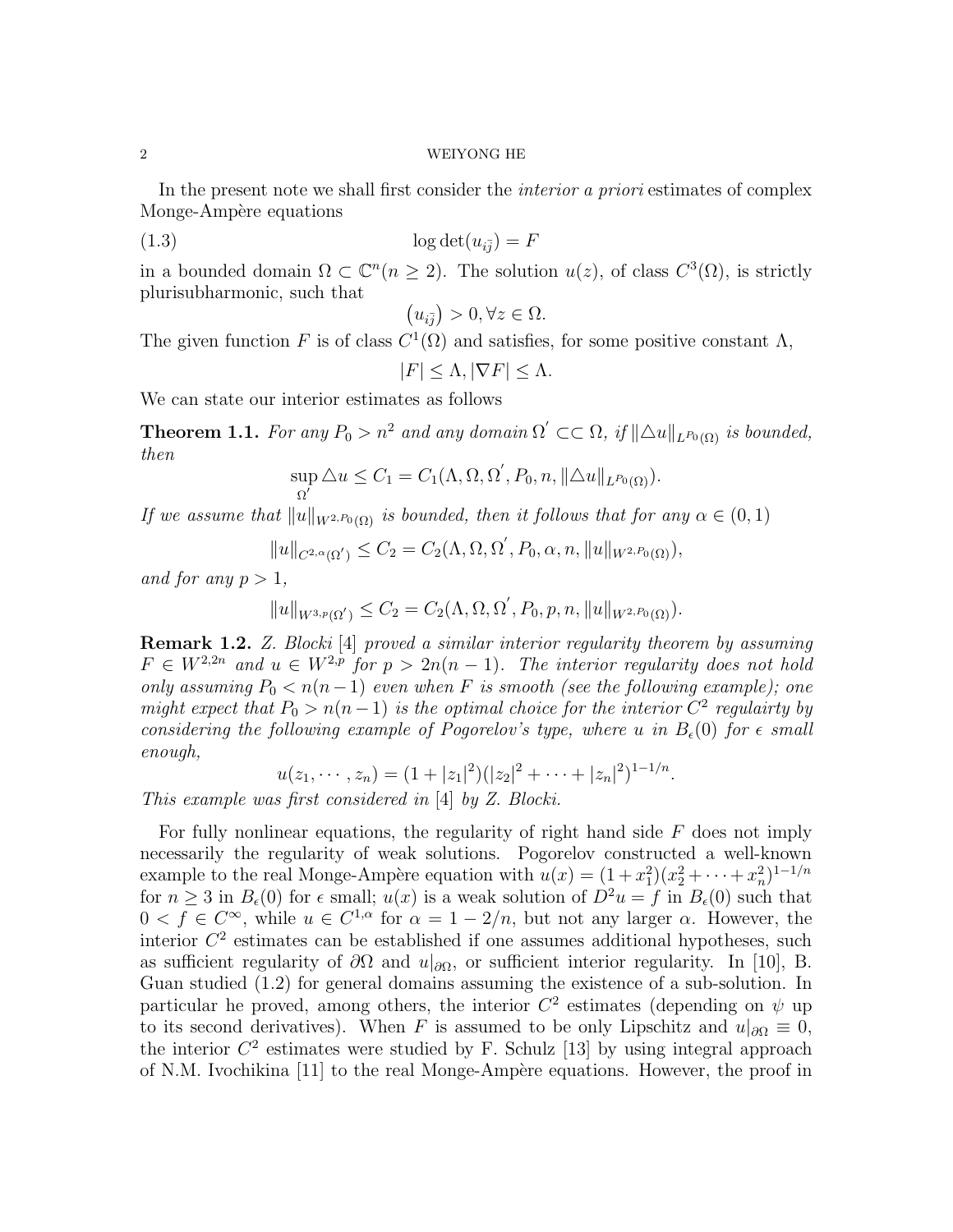In the present note we shall first consider the *interior a priori* estimates of complex Monge-Ampère equations

$$\log \det(u_{i\bar{j}}) = F \tag{1.3}$$

in a bounded domain $\Omega \subset \mathbb{C}^n (n \geq 2)$. The solution $u(z)$, of class $C^3(\Omega)$, is strictly plurisubharmonic, such that

$$\left(u_{i\bar{j}}\right) > 0, \forall z \in \Omega.$$

The given function $F$ is of class $C^1(\Omega)$ and satisfies, for some positive constant $\Lambda$,

$$|F| \leq \Lambda, |\nabla F| \leq \Lambda.$$

We can state our interior estimates as follows

**Theorem 1.1.** *For any $P_0 > n^2$ and any domain $\Omega^{'} \subset\subset \Omega$, if $\|\triangle u\|_{L^{P_0}(\Omega)}$ is bounded, then*

$$\sup_{\Omega^{'}} \triangle u \leq C_1 = C_1(\Lambda, \Omega, \Omega^{'}, P_0, n, \|\triangle u\|_{L^{P_0}(\Omega)}).$$

*If we assume that $\|u\|_{W^{2,P_0}(\Omega)}$ is bounded, then it follows that for any $\alpha \in (0, 1)$*

$$\|u\|_{C^{2,\alpha}(\Omega^{'})} \leq C_2 = C_2(\Lambda, \Omega, \Omega^{'}, P_0, \alpha, n, \|u\|_{W^{2,P_0}(\Omega)}),$$

*and for any $p > 1$,*

$$\|u\|_{W^{3,p}(\Omega^{'})} \leq C_2 = C_2(\Lambda, \Omega, \Omega^{'}, P_0, p, n, \|u\|_{W^{2,P_0}(\Omega)}).$$

**Remark 1.2.** *Z. Blocki [4] proved a similar interior regularity theorem by assuming $F \in W^{2,2n}$ and $u \in W^{2,p}$ for $p > 2n(n-1)$. The interior regularity does not hold only assuming $P_0 < n(n-1)$ even when $F$ is smooth (see the following example); one might expect that $P_0 > n(n-1)$ is the optimal choice for the interior $C^2$ regulairty by considering the following example of Pogorelov's type, where $u$ in $B_\epsilon(0)$ for $\epsilon$ small enough,*

$$u(z_1, \cdots, z_n) = (1 + |z_1|^2)(|z_2|^2 + \cdots + |z_n|^2)^{1-1/n}.$$

*This example was first considered in [4] by Z. Blocki.*

For fully nonlinear equations, the regularity of right hand side $F$ does not imply necessarily the regularity of weak solutions. Pogorelov constructed a well-known example to the real Monge-Ampère equation with $u(x) = (1 + x_1^2)(x_2^2 + \cdots + x_n^2)^{1-1/n}$ for $n \geq 3$ in $B_\epsilon(0)$ for $\epsilon$ small; $u(x)$ is a weak solution of $D^2u = f$ in $B_\epsilon(0)$ such that $0 < f \in C^\infty$, while $u \in C^{1,\alpha}$ for $\alpha = 1 - 2/n$, but not any larger $\alpha$. However, the interior $C^2$ estimates can be established if one assumes additional hypotheses, such as sufficient regularity of $\partial\Omega$ and $u|_{\partial\Omega}$, or sufficient interior regularity. In [10], B. Guan studied (1.2) for general domains assuming the existence of a sub-solution. In particular he proved, among others, the interior $C^2$ estimates (depending on $\psi$ up to its second derivatives). When $F$ is assumed to be only Lipschitz and $u|_{\partial\Omega} \equiv 0$, the interior $C^2$ estimates were studied by F. Schulz [13] by using integral approach of N.M. Ivochikina [11] to the real Monge-Ampère equations. However, the proof in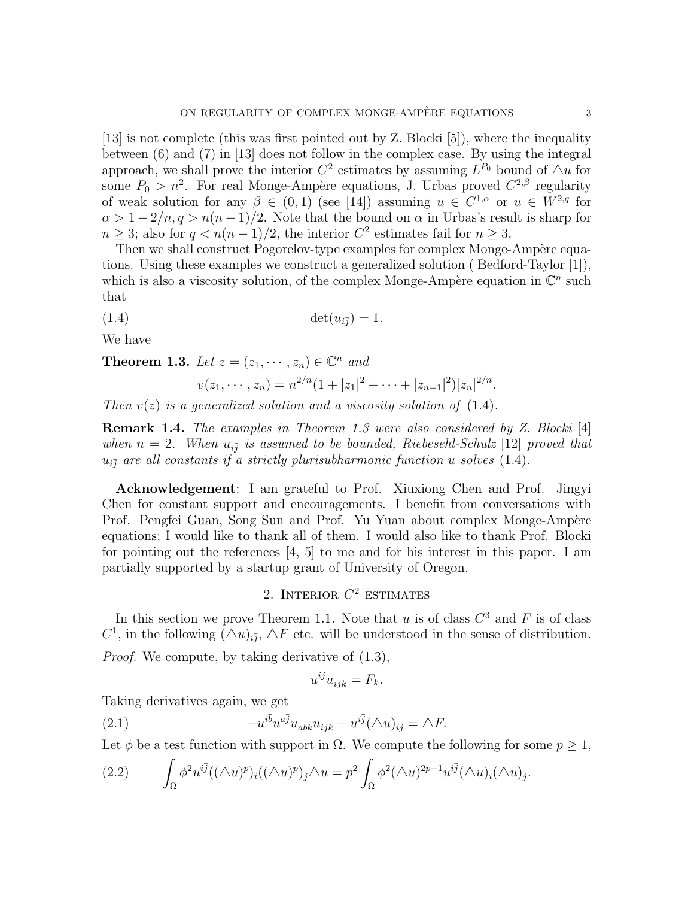[13] is not complete (this was first pointed out by Z. Blocki [5]), where the inequality between (6) and (7) in [13] does not follow in the complex case. By using the integral approach, we shall prove the interior $C^2$ estimates by assuming $L^{P_0}$ bound of $\triangle u$ for some $P_0 > n^2$. For real Monge-Ampère equations, J. Urbas proved $C^{2,\beta}$ regularity of weak solution for any $\beta \in (0,1)$ (see [14]) assuming $u \in C^{1,\alpha}$ or $u \in W^{2,q}$ for $\alpha > 1 - 2/n, q > n(n-1)/2$. Note that the bound on $\alpha$ in Urbas's result is sharp for $n \geq 3$; also for $q < n(n-1)/2$, the interior $C^2$ estimates fail for $n \geq 3$.

Then we shall construct Pogorelov-type examples for complex Monge-Ampère equations. Using these examples we construct a generalized solution ( Bedford-Taylor [1]), which is also a viscosity solution, of the complex Monge-Ampère equation in $\mathbb{C}^n$ such that

$$\det(u_{i\bar{j}}) = 1. \tag{1.4}$$

We have

**Theorem 1.3.** *Let $z = (z_1, \cdots, z_n) \in \mathbb{C}^n$ and*

$$v(z_1, \cdots, z_n) = n^{2/n}(1 + |z_1|^2 + \cdots + |z_{n-1}|^2)|z_n|^{2/n}.$$

*Then $v(z)$ is a generalized solution and a viscosity solution of (1.4).*

**Remark 1.4.** *The examples in Theorem 1.3 were also considered by Z. Blocki [4] when $n = 2$. When $u_{i\bar{j}}$ is assumed to be bounded, Riebesehl-Schulz [12] proved that $u_{i\bar{j}}$ are all constants if a strictly plurisubharmonic function $u$ solves (1.4).*

**Acknowledgement**: I am grateful to Prof. Xiuxiong Chen and Prof. Jingyi Chen for constant support and encouragements. I benefit from conversations with Prof. Pengfei Guan, Song Sun and Prof. Yu Yuan about complex Monge-Ampère equations; I would like to thank all of them. I would also like to thank Prof. Blocki for pointing out the references [4, 5] to me and for his interest in this paper. I am partially supported by a startup grant of University of Oregon.

## 2. Interior $C^2$ estimates

In this section we prove Theorem 1.1. Note that $u$ is of class $C^3$ and $F$ is of class $C^1$, in the following $(\triangle u)_{i\bar{j}}$, $\triangle F$ etc. will be understood in the sense of distribution.

*Proof.* We compute, by taking derivative of (1.3),

$$u^{i\bar{j}} u_{i\bar{j}k} = F_k.$$

Taking derivatives again, we get

$$-u^{i\bar{b}} u^{a\bar{j}} u_{a\bar{b}\bar{k}} u_{i\bar{j}k} + u^{i\bar{j}} (\triangle u)_{i\bar{j}} = \triangle F. \tag{2.1}$$

Let $\phi$ be a test function with support in $\Omega$. We compute the following for some $p \geq 1$,

$$\int_\Omega \phi^2 u^{i\bar{j}} ((\triangle u)^p)_i ((\triangle u)^p)_{\bar{j}} \triangle u = p^2 \int_\Omega \phi^2 (\triangle u)^{2p-1} u^{i\bar{j}} (\triangle u)_i (\triangle u)_{\bar{j}}. \tag{2.2}$$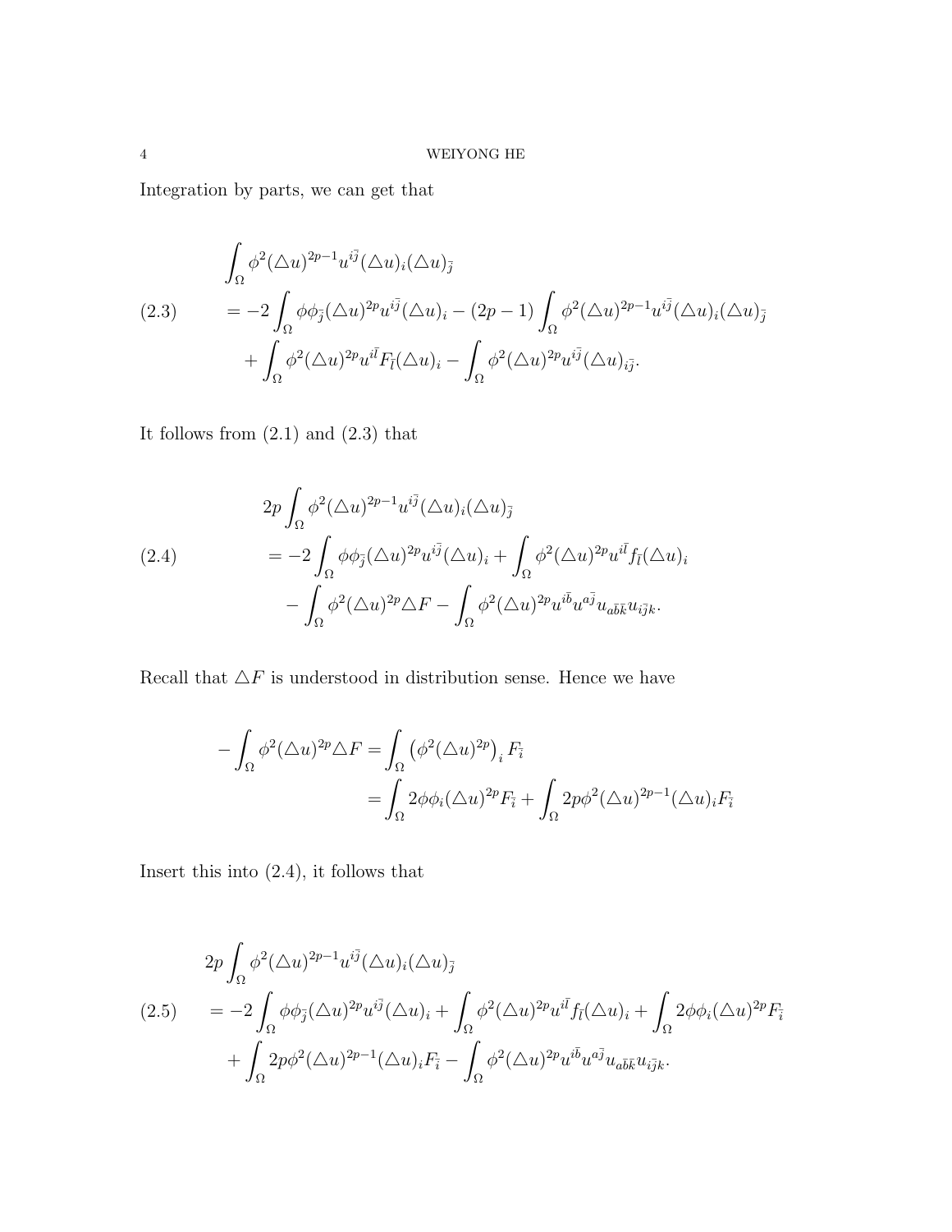Integration by parts, we can get that

$$
\begin{aligned}
&\int_\Omega \phi^2 (\triangle u)^{2p-1} u^{i\bar j} (\triangle u)_i (\triangle u)_{\bar j} \\
&= -2\int_\Omega \phi\phi_{\bar j} (\triangle u)^{2p} u^{i\bar j} (\triangle u)_i - (2p-1)\int_\Omega \phi^2 (\triangle u)^{2p-1} u^{i\bar j} (\triangle u)_i (\triangle u)_{\bar j} \\
&\quad + \int_\Omega \phi^2 (\triangle u)^{2p} u^{i\bar l} F_{\bar l} (\triangle u)_i - \int_\Omega \phi^2 (\triangle u)^{2p} u^{i\bar j} (\triangle u)_{i\bar j}.
\end{aligned}
\tag{2.3}
$$

It follows from (2.1) and (2.3) that

$$
\begin{aligned}
&2p\int_\Omega \phi^2 (\triangle u)^{2p-1} u^{i\bar j} (\triangle u)_i (\triangle u)_{\bar j} \\
&= -2\int_\Omega \phi\phi_{\bar j} (\triangle u)^{2p} u^{i\bar j} (\triangle u)_i + \int_\Omega \phi^2 (\triangle u)^{2p} u^{i\bar l} f_{\bar l} (\triangle u)_i \\
&\quad - \int_\Omega \phi^2 (\triangle u)^{2p} \triangle F - \int_\Omega \phi^2 (\triangle u)^{2p} u^{i\bar b} u^{a\bar j} u_{a\bar b\bar k} u_{i\bar j k}.
\end{aligned}
\tag{2.4}
$$

Recall that $\triangle F$ is understood in distribution sense. Hence we have

$$
\begin{aligned}
-\int_\Omega \phi^2 (\triangle u)^{2p} \triangle F &= \int_\Omega \left(\phi^2 (\triangle u)^{2p}\right)_i F_{\bar i} \\
&= \int_\Omega 2\phi\phi_i (\triangle u)^{2p} F_{\bar i} + \int_\Omega 2p\phi^2 (\triangle u)^{2p-1} (\triangle u)_i F_{\bar i}
\end{aligned}
$$

Insert this into (2.4), it follows that

$$
\begin{aligned}
&2p\int_\Omega \phi^2 (\triangle u)^{2p-1} u^{i\bar j} (\triangle u)_i (\triangle u)_{\bar j} \\
&= -2\int_\Omega \phi\phi_{\bar j} (\triangle u)^{2p} u^{i\bar j} (\triangle u)_i + \int_\Omega \phi^2 (\triangle u)^{2p} u^{i\bar l} f_{\bar l} (\triangle u)_i + \int_\Omega 2\phi\phi_i (\triangle u)^{2p} F_{\bar i} \\
&\quad + \int_\Omega 2p\phi^2 (\triangle u)^{2p-1} (\triangle u)_i F_{\bar i} - \int_\Omega \phi^2 (\triangle u)^{2p} u^{i\bar b} u^{a\bar j} u_{a\bar b\bar k} u_{i\bar j k}.
\end{aligned}
\tag{2.5}
$$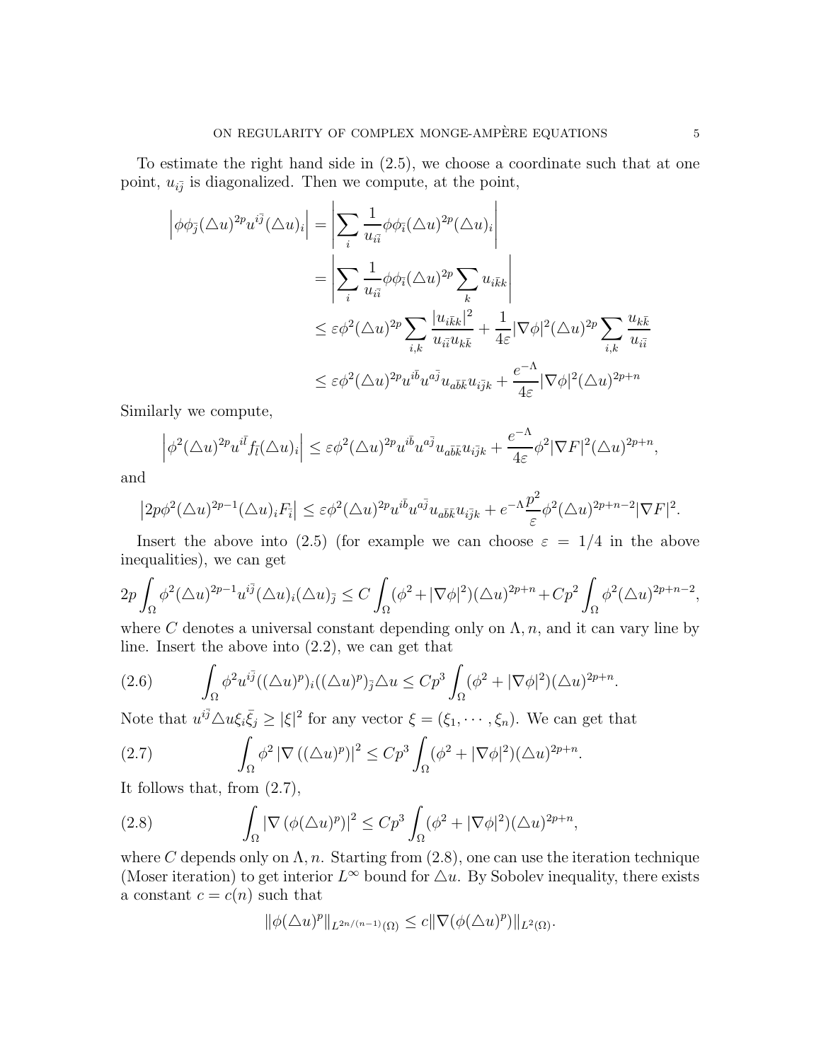To estimate the right hand side in (2.5), we choose a coordinate such that at one point, $u_{i\bar{j}}$ is diagonalized. Then we compute, at the point,

$$
\begin{aligned}
\left|\phi\phi_{\bar{j}}(\triangle u)^{2p}u^{i\bar{j}}(\triangle u)_i\right| &= \left|\sum_i \frac{1}{u_{i\bar{i}}}\phi\phi_{\bar{i}}(\triangle u)^{2p}(\triangle u)_i\right| \\
&= \left|\sum_i \frac{1}{u_{i\bar{i}}}\phi\phi_{\bar{i}}(\triangle u)^{2p}\sum_k u_{i\bar{k}k}\right| \\
&\leq \varepsilon\phi^2(\triangle u)^{2p}\sum_{i,k}\frac{|u_{i\bar{k}k}|^2}{u_{i\bar{i}}u_{k\bar{k}}} + \frac{1}{4\varepsilon}|\nabla\phi|^2(\triangle u)^{2p}\sum_{i,k}\frac{u_{k\bar{k}}}{u_{i\bar{i}}} \\
&\leq \varepsilon\phi^2(\triangle u)^{2p}u^{i\bar{b}}u^{a\bar{j}}u_{a\bar{b}\bar{k}}u_{i\bar{j}k} + \frac{e^{-\Lambda}}{4\varepsilon}|\nabla\phi|^2(\triangle u)^{2p+n}
\end{aligned}
$$

Similarly we compute,

$$
\left|\phi^2(\triangle u)^{2p}u^{i\bar{l}}f_{\bar{l}}(\triangle u)_i\right| \leq \varepsilon\phi^2(\triangle u)^{2p}u^{i\bar{b}}u^{a\bar{j}}u_{a\bar{b}\bar{k}}u_{i\bar{j}k} + \frac{e^{-\Lambda}}{4\varepsilon}\phi^2|\nabla F|^2(\triangle u)^{2p+n},
$$

and

$$
\left|2p\phi^2(\triangle u)^{2p-1}(\triangle u)_iF_{\bar{i}}\right| \leq \varepsilon\phi^2(\triangle u)^{2p}u^{i\bar{b}}u^{a\bar{j}}u_{a\bar{b}\bar{k}}u_{i\bar{j}k} + e^{-\Lambda}\frac{p^2}{\varepsilon}\phi^2(\triangle u)^{2p+n-2}|\nabla F|^2.
$$

Insert the above into (2.5) (for example we can choose $\varepsilon = 1/4$ in the above inequalities), we can get

$$
2p\int_\Omega \phi^2(\triangle u)^{2p-1}u^{i\bar{j}}(\triangle u)_i(\triangle u)_{\bar{j}} \leq C\int_\Omega(\phi^2+|\nabla\phi|^2)(\triangle u)^{2p+n} + Cp^2\int_\Omega\phi^2(\triangle u)^{2p+n-2},
$$

where $C$ denotes a universal constant depending only on $\Lambda, n$, and it can vary line by line. Insert the above into (2.2), we can get that

$$
\int_\Omega \phi^2 u^{i\bar{j}}((\triangle u)^p)_i((\triangle u)^p)_{\bar{j}}\triangle u \leq Cp^3\int_\Omega(\phi^2+|\nabla\phi|^2)(\triangle u)^{2p+n}. \tag{2.6}
$$

Note that $u^{i\bar{j}}\triangle u\xi_i\bar{\xi}_j \geq |\xi|^2$ for any vector $\xi = (\xi_1, \cdots, \xi_n)$. We can get that

$$
\int_\Omega \phi^2\left|\nabla\left((\triangle u)^p\right)\right|^2 \leq Cp^3\int_\Omega(\phi^2+|\nabla\phi|^2)(\triangle u)^{2p+n}. \tag{2.7}
$$

It follows that, from (2.7),

$$
\int_\Omega \left|\nabla\left(\phi(\triangle u)^p\right)\right|^2 \leq Cp^3\int_\Omega(\phi^2+|\nabla\phi|^2)(\triangle u)^{2p+n}, \tag{2.8}
$$

where $C$ depends only on $\Lambda, n$. Starting from (2.8), one can use the iteration technique (Moser iteration) to get interior $L^\infty$ bound for $\triangle u$. By Sobolev inequality, there exists a constant $c = c(n)$ such that

$$
\|\phi(\triangle u)^p\|_{L^{2n/(n-1)}(\Omega)} \leq c\|\nabla(\phi(\triangle u)^p)\|_{L^2(\Omega)}.
$$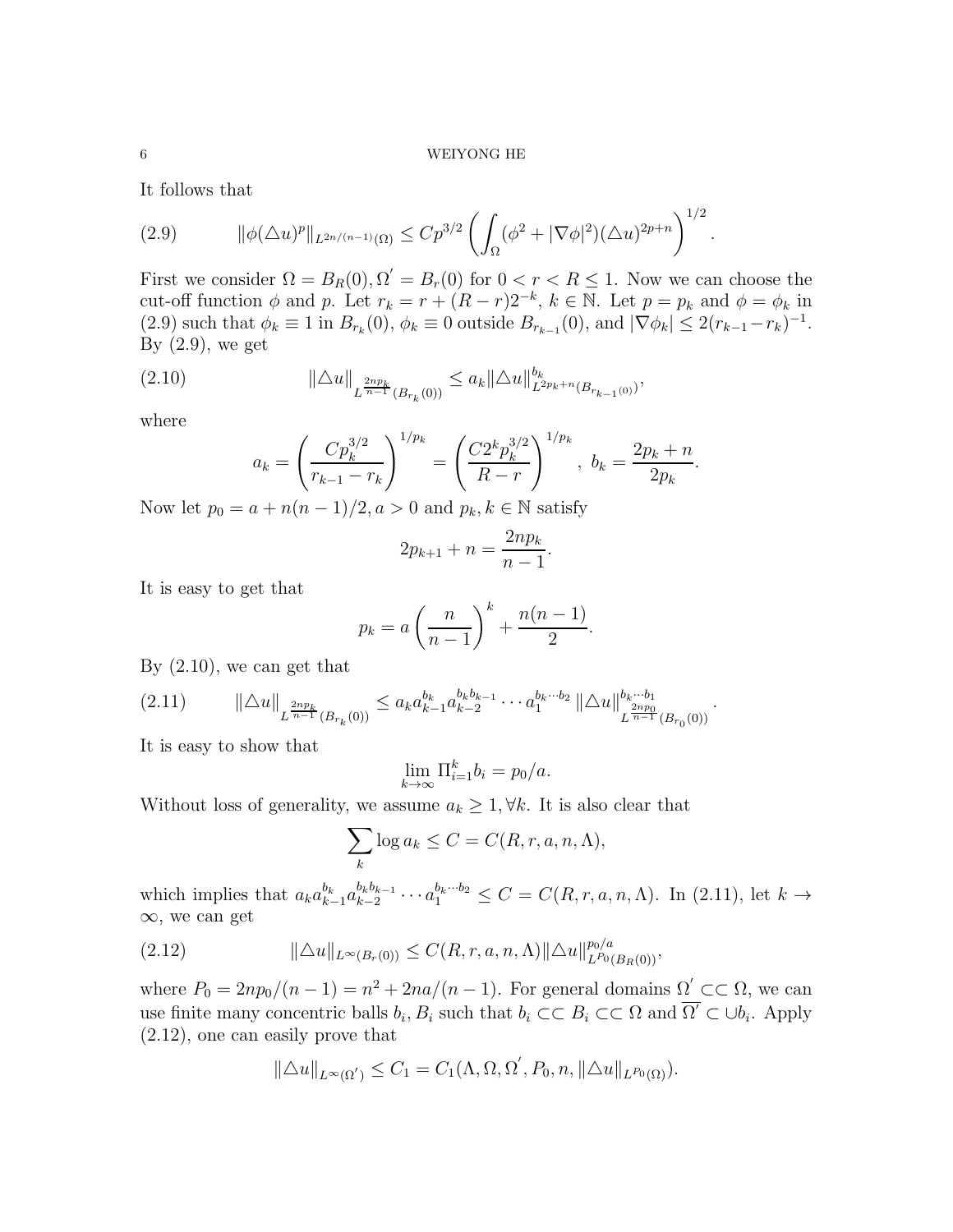It follows that

$$\|\phi(\triangle u)^p\|_{L^{2n/(n-1)}(\Omega)} \leq Cp^{3/2}\left(\int_\Omega (\phi^2+|\nabla\phi|^2)(\triangle u)^{2p+n}\right)^{1/2}. \tag{2.9}$$

First we consider $\Omega = B_R(0), \Omega' = B_r(0)$ for $0<r<R\leq 1$. Now we can choose the cut-off function $\phi$ and $p$. Let $r_k = r+(R-r)2^{-k}$, $k\in\mathbb{N}$. Let $p=p_k$ and $\phi=\phi_k$ in (2.9) such that $\phi_k\equiv 1$ in $B_{r_k}(0)$, $\phi_k \equiv 0$ outside $B_{r_{k-1}}(0)$, and $|\nabla\phi_k|\leq 2(r_{k-1}-r_k)^{-1}$. By (2.9), we get

$$\|\triangle u\|_{L^{\frac{2np_k}{n-1}}(B_{r_k}(0))} \leq a_k \|\triangle u\|^{b_k}_{L^{2p_k+n}(B_{r_{k-1}(0)})}, \tag{2.10}$$

where

$$a_k = \left(\frac{Cp_k^{3/2}}{r_{k-1}-r_k}\right)^{1/p_k} = \left(\frac{C2^k p_k^{3/2}}{R-r}\right)^{1/p_k},\ b_k = \frac{2p_k+n}{2p_k}.$$

Now let $p_0 = a+n(n-1)/2, a>0$ and $p_k, k\in\mathbb{N}$ satisfy

$$2p_{k+1}+n = \frac{2np_k}{n-1}.$$

It is easy to get that

$$p_k = a\left(\frac{n}{n-1}\right)^k + \frac{n(n-1)}{2}.$$

By (2.10), we can get that

$$\|\triangle u\|_{L^{\frac{2np_k}{n-1}}(B_{r_k}(0))} \leq a_k a_{k-1}^{b_k} a_{k-2}^{b_k b_{k-1}}\cdots a_1^{b_k\cdots b_2}\,\|\triangle u\|^{b_k\cdots b_1}_{L^{\frac{2np_0}{n-1}}(B_{r_0}(0))}. \tag{2.11}$$

It is easy to show that

$$\lim_{k\to\infty}\Pi_{i=1}^k b_i = p_0/a.$$

Without loss of generality, we assume $a_k\geq 1, \forall k$. It is also clear that

$$\sum_k \log a_k \leq C = C(R,r,a,n,\Lambda),$$

which implies that $a_k a_{k-1}^{b_k} a_{k-2}^{b_k b_{k-1}}\cdots a_1^{b_k\cdots b_2}\leq C = C(R,r,a,n,\Lambda)$. In (2.11), let $k\to\infty$, we can get

$$\|\triangle u\|_{L^\infty(B_r(0))} \leq C(R,r,a,n,\Lambda)\|\triangle u\|^{p_0/a}_{L^{P_0}(B_R(0))}, \tag{2.12}$$

where $P_0 = 2np_0/(n-1) = n^2+2na/(n-1)$. For general domains $\Omega' \subset\subset \Omega$, we can use finite many concentric balls $b_i, B_i$ such that $b_i\subset\subset B_i\subset\subset\Omega$ and $\overline{\Omega'}\subset \cup b_i$. Apply (2.12), one can easily prove that

$$\|\triangle u\|_{L^\infty(\Omega')} \leq C_1 = C_1(\Lambda,\Omega,\Omega',P_0,n,\|\triangle u\|_{L^{P_0}(\Omega)}).$$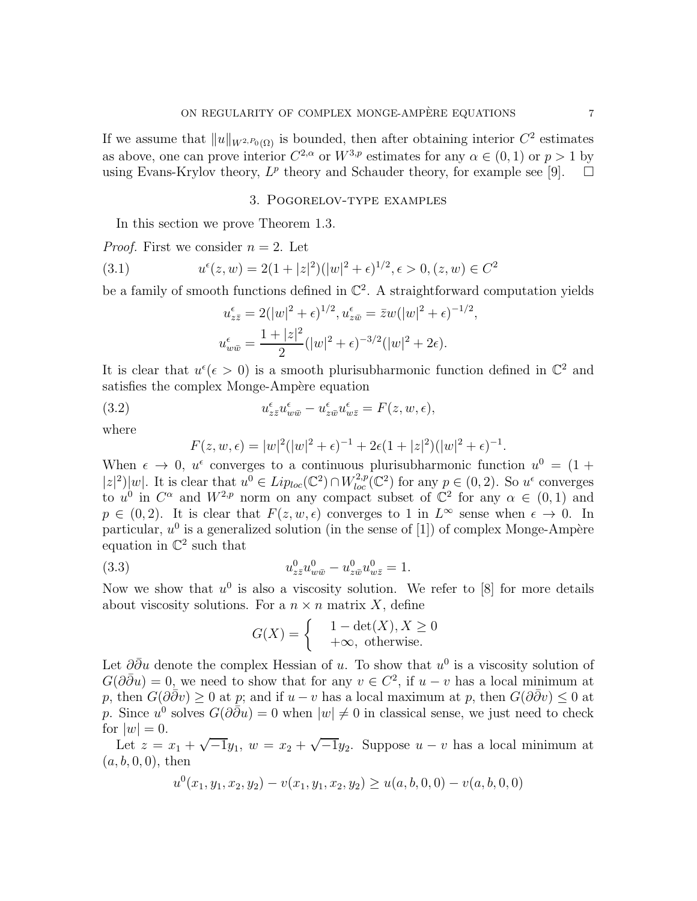If we assume that $\|u\|_{W^{2,p_0(\Omega)}}$ is bounded, then after obtaining interior $C^2$ estimates as above, one can prove interior $C^{2,\alpha}$ or $W^{3,p}$ estimates for any $\alpha \in (0,1)$ or $p > 1$ by using Evans-Krylov theory, $L^p$ theory and Schauder theory, for example see [9]. $\square$

## 3. Pogorelov-type examples

In this section we prove Theorem 1.3.

*Proof.* First we consider $n = 2$. Let

$$u^\epsilon(z,w) = 2(1+|z|^2)(|w|^2+\epsilon)^{1/2}, \epsilon > 0, (z,w) \in C^2 \tag{3.1}$$

be a family of smooth functions defined in $\mathbb{C}^2$. A straightforward computation yields

$$u^\epsilon_{z\bar{z}} = 2(|w|^2+\epsilon)^{1/2}, u^\epsilon_{z\bar{w}} = \bar{z}w(|w|^2+\epsilon)^{-1/2},$$

$$u^\epsilon_{w\bar{w}} = \frac{1+|z|^2}{2}(|w|^2+\epsilon)^{-3/2}(|w|^2+2\epsilon).$$

It is clear that $u^\epsilon (\epsilon > 0)$ is a smooth plurisubharmonic function defined in $\mathbb{C}^2$ and satisfies the complex Monge-Ampère equation

$$u^\epsilon_{z\bar{z}}u^\epsilon_{w\bar{w}} - u^\epsilon_{z\bar{w}}u^\epsilon_{w\bar{z}} = F(z,w,\epsilon), \tag{3.2}$$

where

$$F(z,w,\epsilon) = |w|^2(|w|^2+\epsilon)^{-1} + 2\epsilon(1+|z|^2)(|w|^2+\epsilon)^{-1}.$$

When $\epsilon \to 0$, $u^\epsilon$ converges to a continuous plurisubharmonic function $u^0 = (1+|z|^2)|w|$. It is clear that $u^0 \in Lip_{loc}(\mathbb{C}^2) \cap W^{2,p}_{loc}(\mathbb{C}^2)$ for any $p \in (0,2)$. So $u^\epsilon$ converges to $u^0$ in $C^\alpha$ and $W^{2,p}$ norm on any compact subset of $\mathbb{C}^2$ for any $\alpha \in (0,1)$ and $p \in (0,2)$. It is clear that $F(z,w,\epsilon)$ converges to 1 in $L^\infty$ sense when $\epsilon \to 0$. In particular, $u^0$ is a generalized solution (in the sense of [1]) of complex Monge-Ampère equation in $\mathbb{C}^2$ such that

$$u^0_{z\bar{z}}u^0_{w\bar{w}} - u^0_{z\bar{w}}u^0_{w\bar{z}} = 1. \tag{3.3}$$

Now we show that $u^0$ is also a viscosity solution. We refer to [8] for more details about viscosity solutions. For a $n \times n$ matrix $X$, define

$$G(X) = \begin{cases} 1 - \det(X), X \geq 0 \\ +\infty, \text{ otherwise.} \end{cases}$$

Let $\partial\bar{\partial}u$ denote the complex Hessian of $u$. To show that $u^0$ is a viscosity solution of $G(\partial\bar{\partial}u) = 0$, we need to show that for any $v \in C^2$, if $u - v$ has a local minimum at $p$, then $G(\partial\bar{\partial}v) \geq 0$ at $p$; and if $u - v$ has a local maximum at $p$, then $G(\partial\bar{\partial}v) \leq 0$ at $p$. Since $u^0$ solves $G(\partial\bar{\partial}u) = 0$ when $|w| \neq 0$ in classical sense, we just need to check for $|w| = 0$.

Let $z = x_1 + \sqrt{-1}y_1$, $w = x_2 + \sqrt{-1}y_2$. Suppose $u - v$ has a local minimum at $(a,b,0,0)$, then

$$u^0(x_1,y_1,x_2,y_2) - v(x_1,y_1,x_2,y_2) \geq u(a,b,0,0) - v(a,b,0,0)$$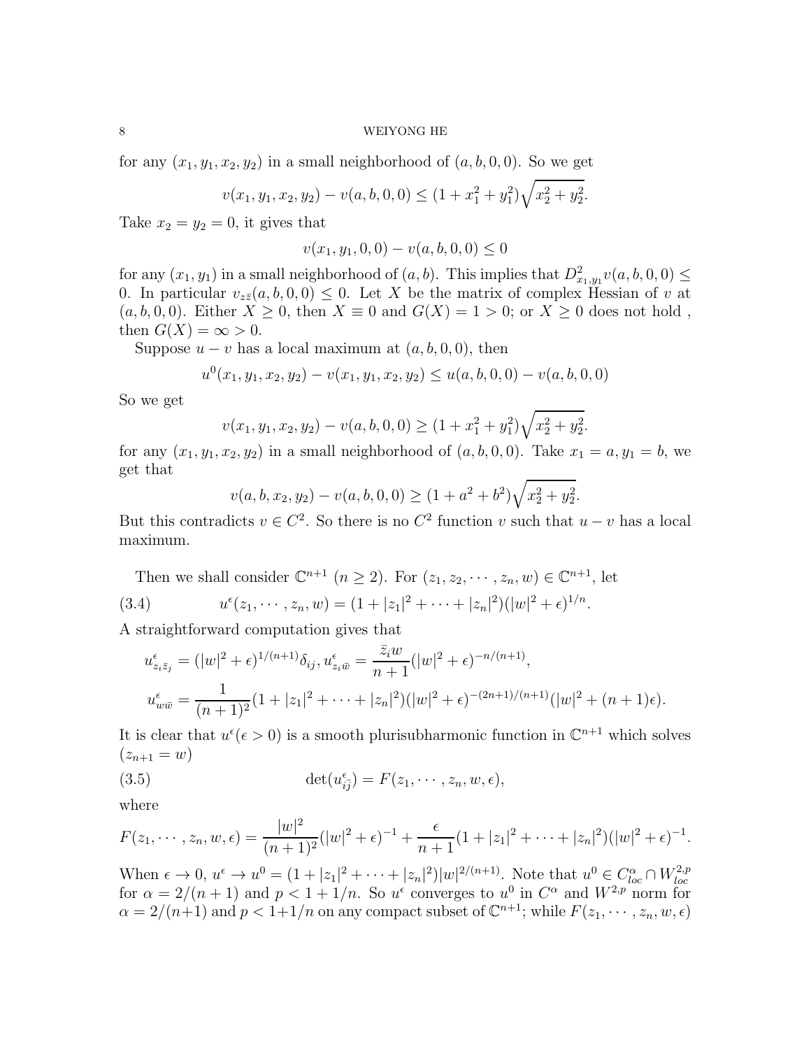for any $(x_1, y_1, x_2, y_2)$ in a small neighborhood of $(a, b, 0, 0)$. So we get

$$v(x_1, y_1, x_2, y_2) - v(a, b, 0, 0) \leq (1 + x_1^2 + y_1^2)\sqrt{x_2^2 + y_2^2}.$$

Take $x_2 = y_2 = 0$, it gives that

$$v(x_1, y_1, 0, 0) - v(a, b, 0, 0) \leq 0$$

for any $(x_1, y_1)$ in a small neighborhood of $(a, b)$. This implies that $D^2_{x_1,y_1} v(a, b, 0, 0) \leq 0$. In particular $v_{z\bar{z}}(a, b, 0, 0) \leq 0$. Let $X$ be the matrix of complex Hessian of $v$ at $(a, b, 0, 0)$. Either $X \geq 0$, then $X \equiv 0$ and $G(X) = 1 > 0$; or $X \geq 0$ does not hold , then $G(X) = \infty > 0$.

Suppose $u - v$ has a local maximum at $(a, b, 0, 0)$, then

$$u^0(x_1, y_1, x_2, y_2) - v(x_1, y_1, x_2, y_2) \leq u(a, b, 0, 0) - v(a, b, 0, 0)$$

So we get

$$v(x_1, y_1, x_2, y_2) - v(a, b, 0, 0) \geq (1 + x_1^2 + y_1^2)\sqrt{x_2^2 + y_2^2}.$$

for any $(x_1, y_1, x_2, y_2)$ in a small neighborhood of $(a, b, 0, 0)$. Take $x_1 = a, y_1 = b$, we get that

$$v(a, b, x_2, y_2) - v(a, b, 0, 0) \geq (1 + a^2 + b^2)\sqrt{x_2^2 + y_2^2}.$$

But this contradicts $v \in C^2$. So there is no $C^2$ function $v$ such that $u - v$ has a local maximum.

Then we shall consider $\mathbb{C}^{n+1}$ $(n \geq 2)$. For $(z_1, z_2, \cdots, z_n, w) \in \mathbb{C}^{n+1}$, let

$$u^\epsilon(z_1, \cdots, z_n, w) = (1 + |z_1|^2 + \cdots + |z_n|^2)(|w|^2 + \epsilon)^{1/n}. \tag{3.4}$$

A straightforward computation gives that

$$u^\epsilon_{z_i\bar{z}_j} = (|w|^2 + \epsilon)^{1/(n+1)}\delta_{ij}, u^\epsilon_{z_i\bar{w}} = \frac{\bar{z}_i w}{n+1}(|w|^2 + \epsilon)^{-n/(n+1)},$$
$$u^\epsilon_{w\bar{w}} = \frac{1}{(n+1)^2}(1 + |z_1|^2 + \cdots + |z_n|^2)(|w|^2 + \epsilon)^{-(2n+1)/(n+1)}(|w|^2 + (n+1)\epsilon).$$

It is clear that $u^\epsilon (\epsilon > 0)$ is a smooth plurisubharmonic function in $\mathbb{C}^{n+1}$ which solves $(z_{n+1} = w)$

$$\det(u^\epsilon_{i\bar{j}}) = F(z_1, \cdots, z_n, w, \epsilon), \tag{3.5}$$

where

$$F(z_1, \cdots, z_n, w, \epsilon) = \frac{|w|^2}{(n+1)^2}(|w|^2 + \epsilon)^{-1} + \frac{\epsilon}{n+1}(1 + |z_1|^2 + \cdots + |z_n|^2)(|w|^2 + \epsilon)^{-1}.$$

When $\epsilon \to 0$, $u^\epsilon \to u^0 = (1 + |z_1|^2 + \cdots + |z_n|^2)|w|^{2/(n+1)}$. Note that $u^0 \in C^\alpha_{loc} \cap W^{2,p}_{loc}$ for $\alpha = 2/(n+1)$ and $p < 1 + 1/n$. So $u^\epsilon$ converges to $u^0$ in $C^\alpha$ and $W^{2,p}$ norm for $\alpha = 2/(n+1)$ and $p < 1+1/n$ on any compact subset of $\mathbb{C}^{n+1}$; while $F(z_1, \cdots, z_n, w, \epsilon)$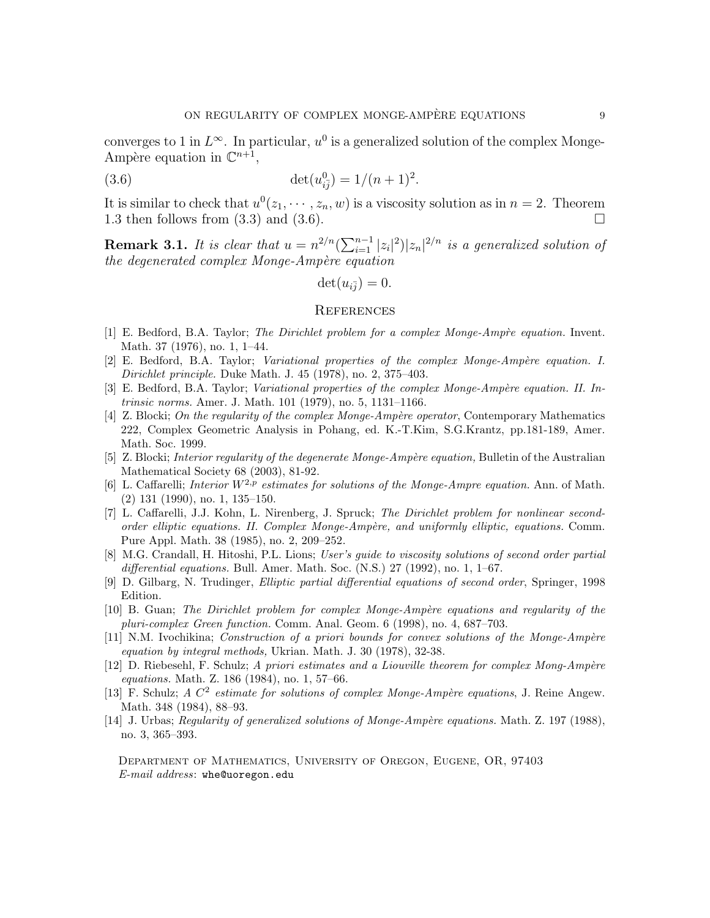converges to 1 in $L^\infty$. In particular, $u^0$ is a generalized solution of the complex Monge-Ampère equation in $\mathbb{C}^{n+1}$,

$$\det(u^0_{i\bar{j}}) = 1/(n+1)^2. \tag{3.6}$$

It is similar to check that $u^0(z_1, \cdots, z_n, w)$ is a viscosity solution as in $n = 2$. Theorem 1.3 then follows from (3.3) and (3.6). □

**Remark 3.1.** *It is clear that* $u = n^{2/n}(\sum_{i=1}^{n-1}|z_i|^2)|z_n|^{2/n}$ *is a generalized solution of the degenerated complex Monge-Ampère equation*

$$\det(u_{i\bar{j}}) = 0.$$

## References

[1] E. Bedford, B.A. Taylor; *The Dirichlet problem for a complex Monge-Ampr̀e equation.* Invent. Math. 37 (1976), no. 1, 1–44.

[2] E. Bedford, B.A. Taylor; *Variational properties of the complex Monge-Ampère equation. I. Dirichlet principle.* Duke Math. J. 45 (1978), no. 2, 375–403.

[3] E. Bedford, B.A. Taylor; *Variational properties of the complex Monge-Ampère equation. II. Intrinsic norms.* Amer. J. Math. 101 (1979), no. 5, 1131–1166.

[4] Z. Blocki; *On the regularity of the complex Monge-Ampère operator*, Contemporary Mathematics 222, Complex Geometric Analysis in Pohang, ed. K.-T.Kim, S.G.Krantz, pp.181-189, Amer. Math. Soc. 1999.

[5] Z. Blocki; *Interior regularity of the degenerate Monge-Ampère equation,* Bulletin of the Australian Mathematical Society 68 (2003), 81-92.

[6] L. Caffarelli; *Interior $W^{2,p}$ estimates for solutions of the Monge-Ampre equation.* Ann. of Math. (2) 131 (1990), no. 1, 135–150.

[7] L. Caffarelli, J.J. Kohn, L. Nirenberg, J. Spruck; *The Dirichlet problem for nonlinear second-order elliptic equations. II. Complex Monge-Ampère, and uniformly elliptic, equations.* Comm. Pure Appl. Math. 38 (1985), no. 2, 209–252.

[8] M.G. Crandall, H. Hitoshi, P.L. Lions; *User's guide to viscosity solutions of second order partial differential equations.* Bull. Amer. Math. Soc. (N.S.) 27 (1992), no. 1, 1–67.

[9] D. Gilbarg, N. Trudinger, *Elliptic partial differential equations of second order*, Springer, 1998 Edition.

[10] B. Guan; *The Dirichlet problem for complex Monge-Ampère equations and regularity of the pluri-complex Green function.* Comm. Anal. Geom. 6 (1998), no. 4, 687–703.

[11] N.M. Ivochikina; *Construction of a priori bounds for convex solutions of the Monge-Ampère equation by integral methods,* Ukrian. Math. J. 30 (1978), 32-38.

[12] D. Riebesehl, F. Schulz; *A priori estimates and a Liouville theorem for complex Mong-Ampère equations.* Math. Z. 186 (1984), no. 1, 57–66.

[13] F. Schulz; *A $C^2$ estimate for solutions of complex Monge-Ampère equations*, J. Reine Angew. Math. 348 (1984), 88–93.

[14] J. Urbas; *Regularity of generalized solutions of Monge-Ampère equations.* Math. Z. 197 (1988), no. 3, 365–393.

Department of Mathematics, University of Oregon, Eugene, OR, 97403
*E-mail address*: whe@uoregon.edu